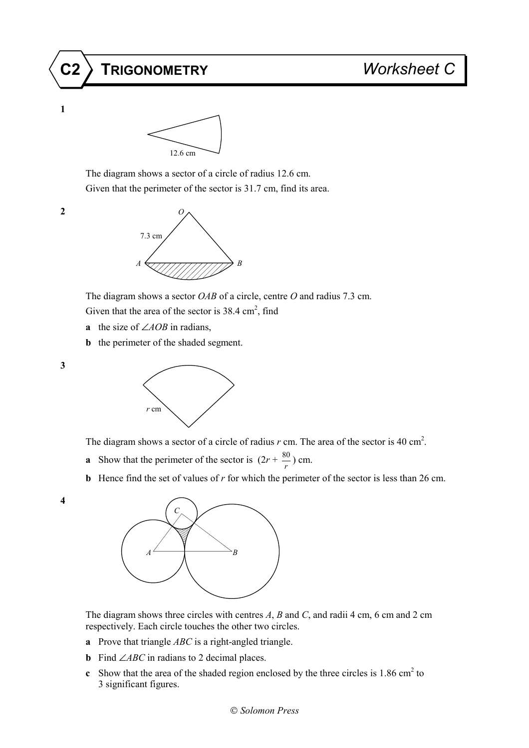# C2 TRIGONOMETRY — Worksheet C

**1**

12.6 cm

The diagram shows a sector of a circle of radius 12.6 cm.
Given that the perimeter of the sector is 31.7 cm, find its area.

**2**

$O$, 7.3 cm, $A$, $B$

The diagram shows a sector $OAB$ of a circle, centre $O$ and radius 7.3 cm.
Given that the area of the sector is 38.4 cm$^2$, find

**a** the size of $\angle AOB$ in radians,

**b** the perimeter of the shaded segment.

**3**

$r$ cm

The diagram shows a sector of a circle of radius $r$ cm. The area of the sector is 40 cm$^2$.

**a** Show that the perimeter of the sector is $(2r + \frac{80}{r})$ cm.

**b** Hence find the set of values of $r$ for which the perimeter of the sector is less than 26 cm.

**4**

$C$, $A$, $B$

The diagram shows three circles with centres $A$, $B$ and $C$, and radii 4 cm, 6 cm and 2 cm respectively. Each circle touches the other two circles.

**a** Prove that triangle $ABC$ is a right-angled triangle.

**b** Find $\angle ABC$ in radians to 2 decimal places.

**c** Show that the area of the shaded region enclosed by the three circles is 1.86 cm$^2$ to 3 significant figures.

© Solomon Press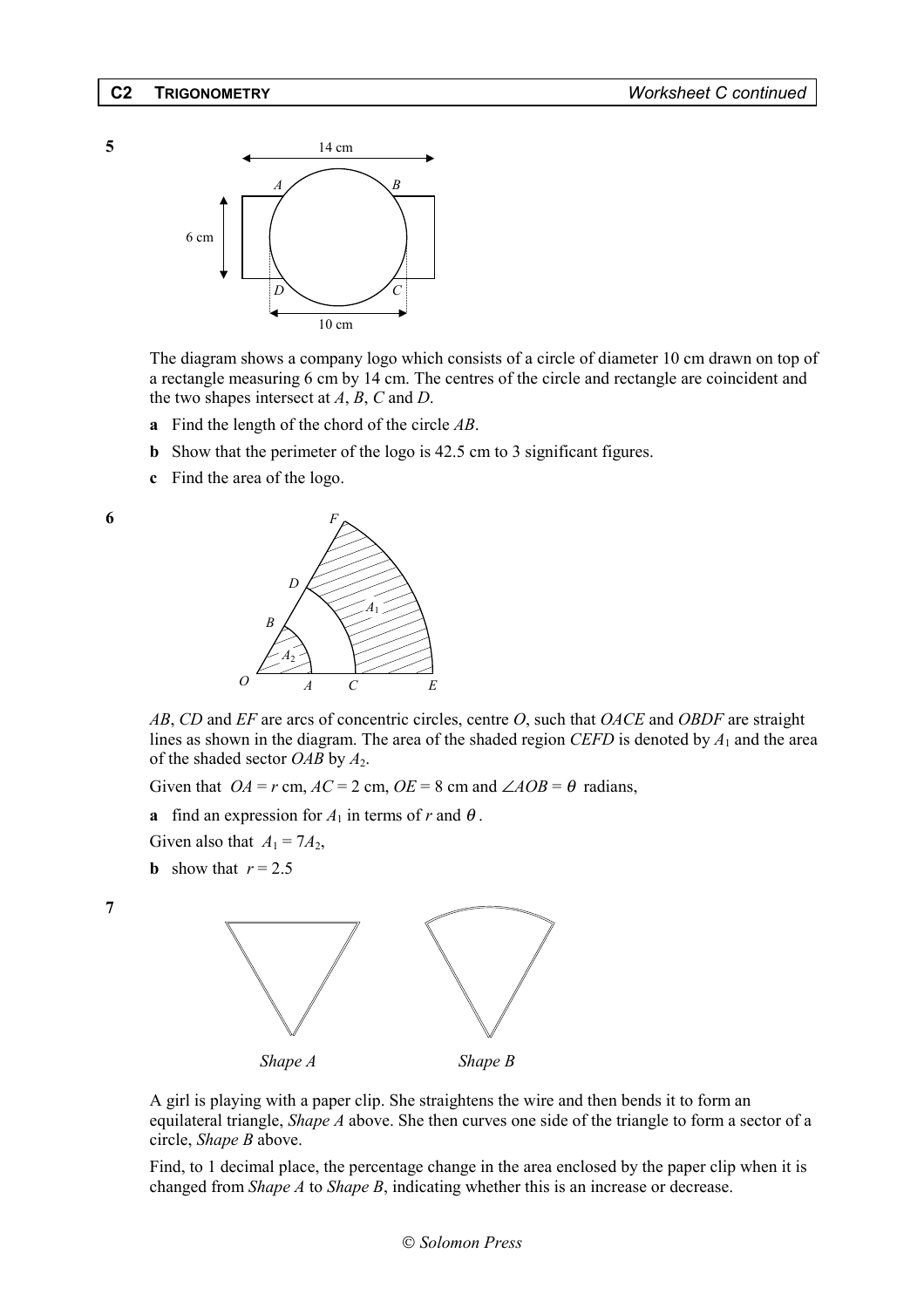**5**

14 cm

A B

6 cm

D C

10 cm

The diagram shows a company logo which consists of a circle of diameter 10 cm drawn on top of a rectangle measuring 6 cm by 14 cm. The centres of the circle and rectangle are coincident and the two shapes intersect at *A*, *B*, *C* and *D*.

**a** Find the length of the chord of the circle *AB*.

**b** Show that the perimeter of the logo is 42.5 cm to 3 significant figures.

**c** Find the area of the logo.

**6**

F D B $A_1$ $A_2$ O A C E

*AB*, *CD* and *EF* are arcs of concentric circles, centre *O*, such that *OACE* and *OBDF* are straight lines as shown in the diagram. The area of the shaded region *CEFD* is denoted by $A_1$ and the area of the shaded sector *OAB* by $A_2$.

Given that $OA = r$ cm, $AC = 2$ cm, $OE = 8$ cm and $\angle AOB = \theta$ radians,

**a** find an expression for $A_1$ in terms of $r$ and $\theta$.

Given also that $A_1 = 7A_2$,

**b** show that $r = 2.5$

**7**

*Shape A* *Shape B*

A girl is playing with a paper clip. She straightens the wire and then bends it to form an equilateral triangle, *Shape A* above. She then curves one side of the triangle to form a sector of a circle, *Shape B* above.

Find, to 1 decimal place, the percentage change in the area enclosed by the paper clip when it is changed from *Shape A* to *Shape B*, indicating whether this is an increase or decrease.